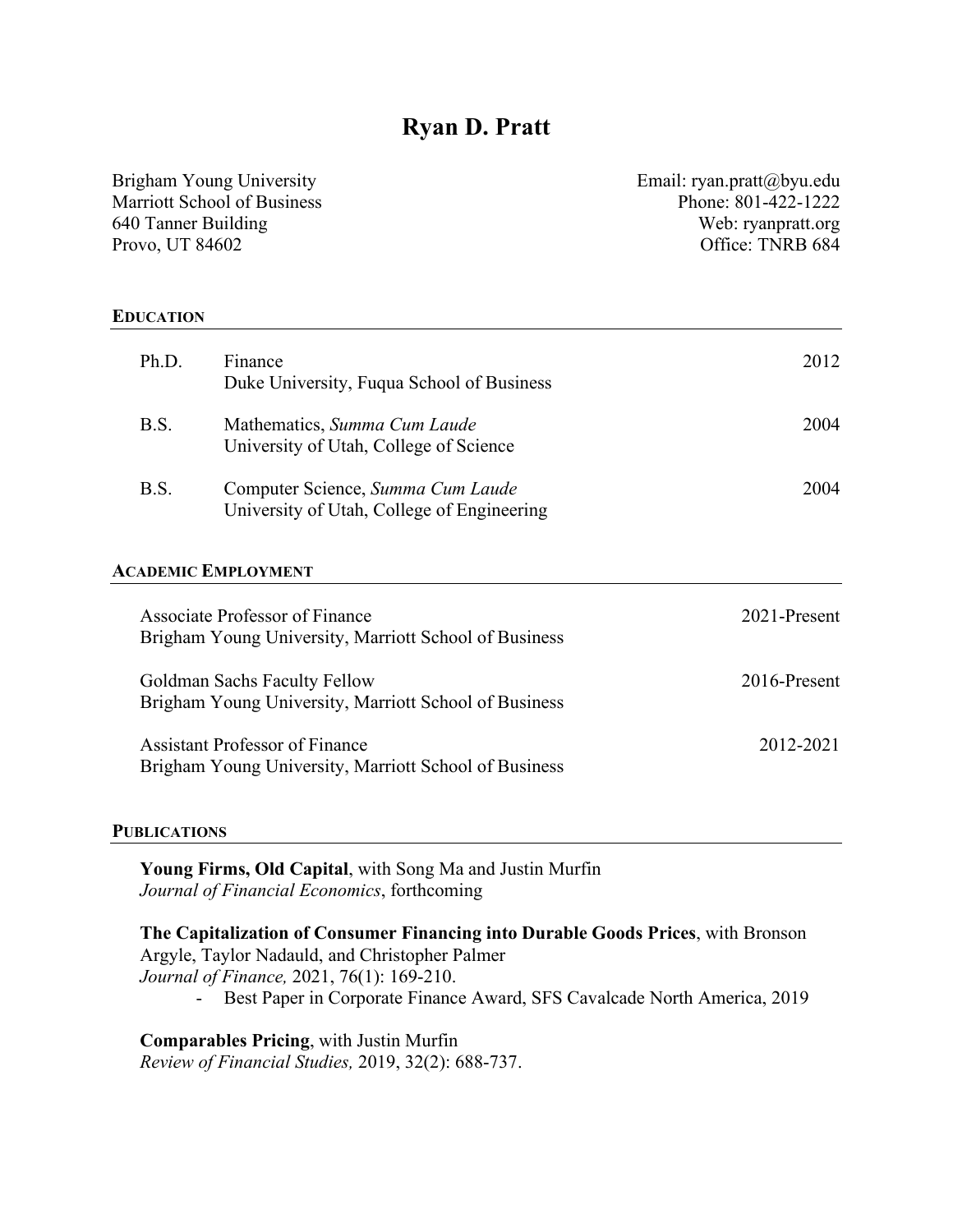# Ryan D. Pratt

Brigham Young University
Marriott School of Business
640 Tanner Building
Provo, UT 84602

Email: ryan.pratt@byu.edu
Phone: 801-422-1222
Web: ryanpratt.org
Office: TNRB 684

## EDUCATION

| | | |
|---|---|---|
| Ph.D. | Finance<br>Duke University, Fuqua School of Business | 2012 |
| B.S. | Mathematics, *Summa Cum Laude*<br>University of Utah, College of Science | 2004 |
| B.S. | Computer Science, *Summa Cum Laude*<br>University of Utah, College of Engineering | 2004 |

## ACADEMIC EMPLOYMENT

| | |
|---|---|
| Associate Professor of Finance<br>Brigham Young University, Marriott School of Business | 2021-Present |
| Goldman Sachs Faculty Fellow<br>Brigham Young University, Marriott School of Business | 2016-Present |
| Assistant Professor of Finance<br>Brigham Young University, Marriott School of Business | 2012-2021 |

## PUBLICATIONS

**Young Firms, Old Capital**, with Song Ma and Justin Murfin
*Journal of Financial Economics*, forthcoming

**The Capitalization of Consumer Financing into Durable Goods Prices**, with Bronson Argyle, Taylor Nadauld, and Christopher Palmer
*Journal of Finance,* 2021, 76(1): 169-210.

- Best Paper in Corporate Finance Award, SFS Cavalcade North America, 2019

**Comparables Pricing**, with Justin Murfin
*Review of Financial Studies,* 2019, 32(2): 688-737.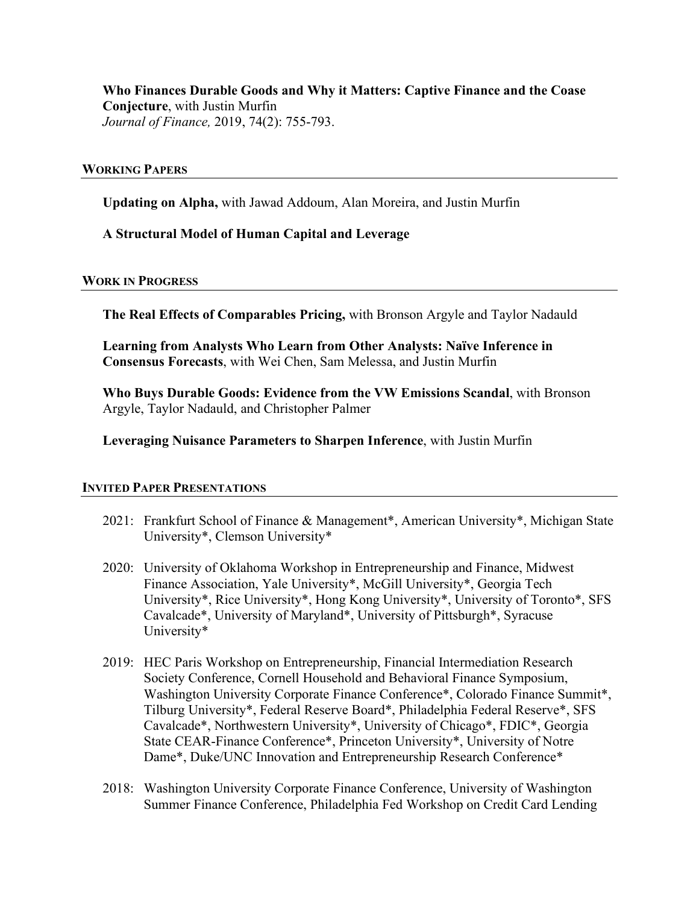**Who Finances Durable Goods and Why it Matters: Captive Finance and the Coase Conjecture**, with Justin Murfin
*Journal of Finance,* 2019, 74(2): 755-793.

## WORKING PAPERS

**Updating on Alpha,** with Jawad Addoum, Alan Moreira, and Justin Murfin

**A Structural Model of Human Capital and Leverage**

## WORK IN PROGRESS

**The Real Effects of Comparables Pricing,** with Bronson Argyle and Taylor Nadauld

**Learning from Analysts Who Learn from Other Analysts: Naïve Inference in Consensus Forecasts**, with Wei Chen, Sam Melessa, and Justin Murfin

**Who Buys Durable Goods: Evidence from the VW Emissions Scandal**, with Bronson Argyle, Taylor Nadauld, and Christopher Palmer

**Leveraging Nuisance Parameters to Sharpen Inference**, with Justin Murfin

## INVITED PAPER PRESENTATIONS

2021: Frankfurt School of Finance & Management*, American University*, Michigan State University*, Clemson University*

2020: University of Oklahoma Workshop in Entrepreneurship and Finance, Midwest Finance Association, Yale University*, McGill University*, Georgia Tech University*, Rice University*, Hong Kong University*, University of Toronto*, SFS Cavalcade*, University of Maryland*, University of Pittsburgh*, Syracuse University*

2019: HEC Paris Workshop on Entrepreneurship, Financial Intermediation Research Society Conference, Cornell Household and Behavioral Finance Symposium, Washington University Corporate Finance Conference*, Colorado Finance Summit*, Tilburg University*, Federal Reserve Board*, Philadelphia Federal Reserve*, SFS Cavalcade*, Northwestern University*, University of Chicago*, FDIC*, Georgia State CEAR-Finance Conference*, Princeton University*, University of Notre Dame*, Duke/UNC Innovation and Entrepreneurship Research Conference*

2018: Washington University Corporate Finance Conference, University of Washington Summer Finance Conference, Philadelphia Fed Workshop on Credit Card Lending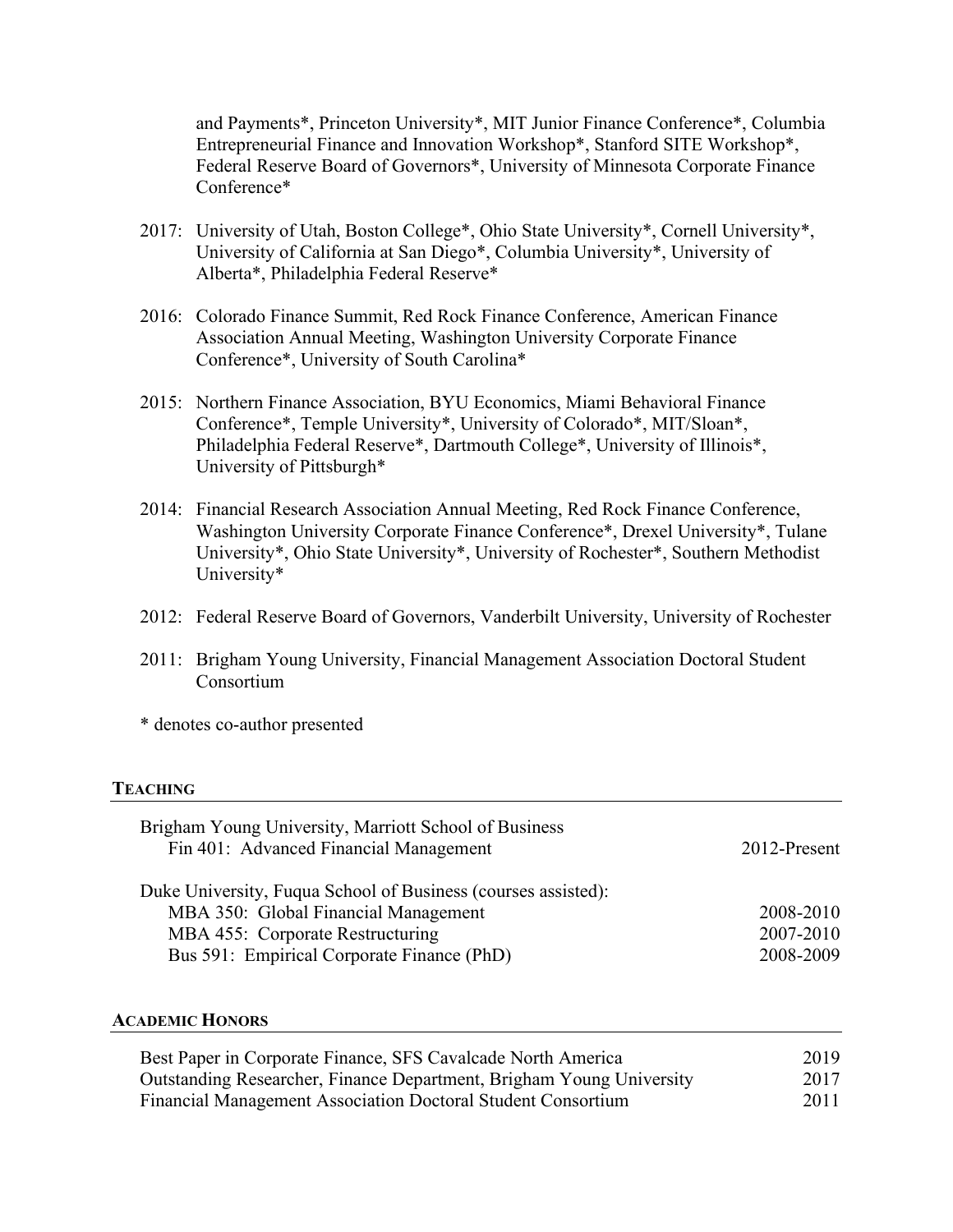and Payments*, Princeton University*, MIT Junior Finance Conference*, Columbia Entrepreneurial Finance and Innovation Workshop*, Stanford SITE Workshop*, Federal Reserve Board of Governors*, University of Minnesota Corporate Finance Conference*

2017: University of Utah, Boston College*, Ohio State University*, Cornell University*, University of California at San Diego*, Columbia University*, University of Alberta*, Philadelphia Federal Reserve*

2016: Colorado Finance Summit, Red Rock Finance Conference, American Finance Association Annual Meeting, Washington University Corporate Finance Conference*, University of South Carolina*

2015: Northern Finance Association, BYU Economics, Miami Behavioral Finance Conference*, Temple University*, University of Colorado*, MIT/Sloan*, Philadelphia Federal Reserve*, Dartmouth College*, University of Illinois*, University of Pittsburgh*

2014: Financial Research Association Annual Meeting, Red Rock Finance Conference, Washington University Corporate Finance Conference*, Drexel University*, Tulane University*, Ohio State University*, University of Rochester*, Southern Methodist University*

2012: Federal Reserve Board of Governors, Vanderbilt University, University of Rochester

2011: Brigham Young University, Financial Management Association Doctoral Student Consortium

* denotes co-author presented

## TEACHING

| | |
|---|---|
| Brigham Young University, Marriott School of Business | |
| Fin 401: Advanced Financial Management | 2012-Present |
| Duke University, Fuqua School of Business (courses assisted): | |
| MBA 350: Global Financial Management | 2008-2010 |
| MBA 455: Corporate Restructuring | 2007-2010 |
| Bus 591: Empirical Corporate Finance (PhD) | 2008-2009 |

## ACADEMIC HONORS

| | |
|---|---|
| Best Paper in Corporate Finance, SFS Cavalcade North America | 2019 |
| Outstanding Researcher, Finance Department, Brigham Young University | 2017 |
| Financial Management Association Doctoral Student Consortium | 2011 |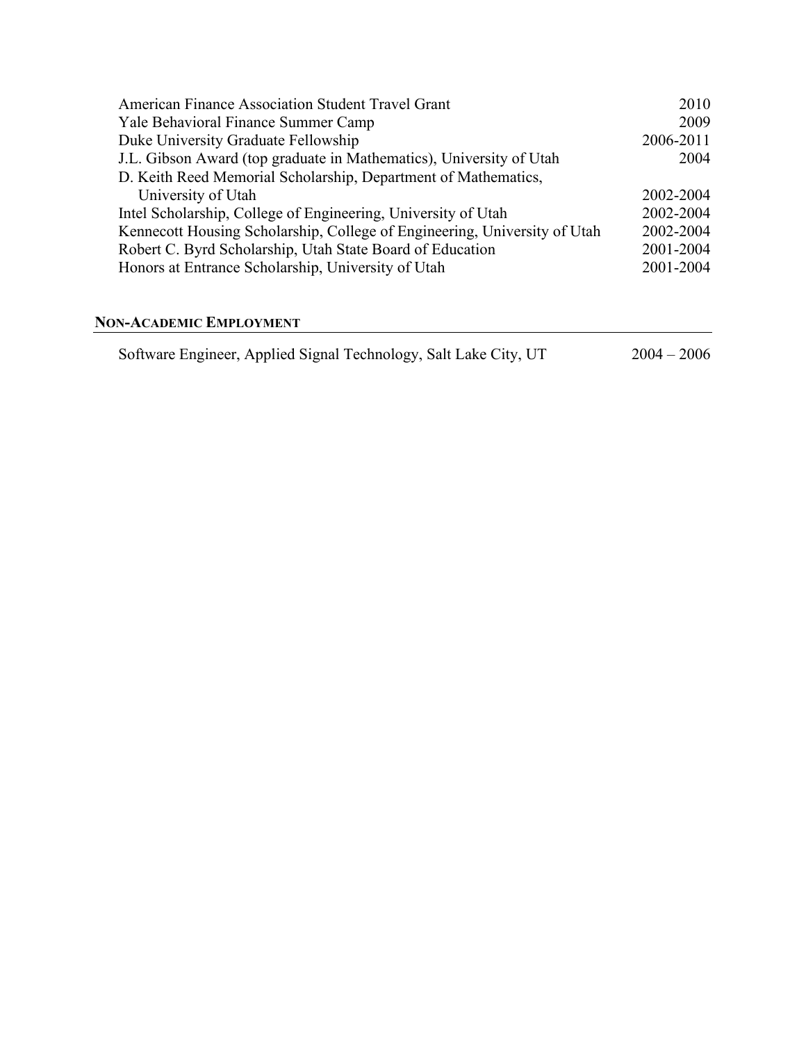| | |
|---|---|
| American Finance Association Student Travel Grant | 2010 |
| Yale Behavioral Finance Summer Camp | 2009 |
| Duke University Graduate Fellowship | 2006-2011 |
| J.L. Gibson Award (top graduate in Mathematics), University of Utah | 2004 |
| D. Keith Reed Memorial Scholarship, Department of Mathematics, University of Utah | 2002-2004 |
| Intel Scholarship, College of Engineering, University of Utah | 2002-2004 |
| Kennecott Housing Scholarship, College of Engineering, University of Utah | 2002-2004 |
| Robert C. Byrd Scholarship, Utah State Board of Education | 2001-2004 |
| Honors at Entrance Scholarship, University of Utah | 2001-2004 |

## NON-ACADEMIC EMPLOYMENT

| | |
|---|---|
| Software Engineer, Applied Signal Technology, Salt Lake City, UT | 2004 – 2006 |